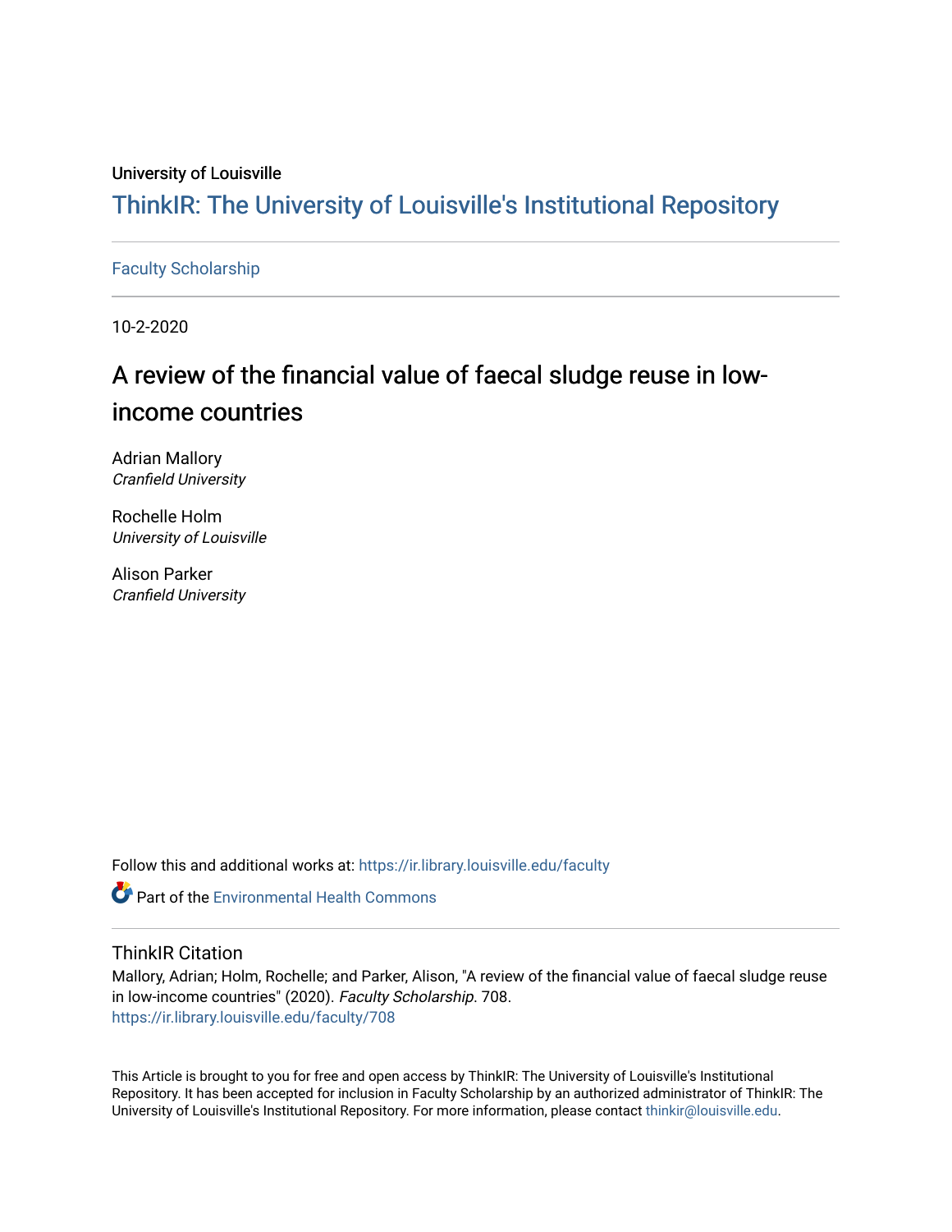University of Louisville

# ThinkIR: The University of Louisville's Institutional Repository

Faculty Scholarship

10-2-2020

# A review of the financial value of faecal sludge reuse in low-income countries

Adrian Mallory
*Cranfield University*

Rochelle Holm
*University of Louisville*

Alison Parker
*Cranfield University*

Follow this and additional works at: https://ir.library.louisville.edu/faculty

Part of the Environmental Health Commons

## ThinkIR Citation

Mallory, Adrian; Holm, Rochelle; and Parker, Alison, "A review of the financial value of faecal sludge reuse in low-income countries" (2020). *Faculty Scholarship*. 708.
https://ir.library.louisville.edu/faculty/708

This Article is brought to you for free and open access by ThinkIR: The University of Louisville's Institutional Repository. It has been accepted for inclusion in Faculty Scholarship by an authorized administrator of ThinkIR: The University of Louisville's Institutional Repository. For more information, please contact thinkir@louisville.edu.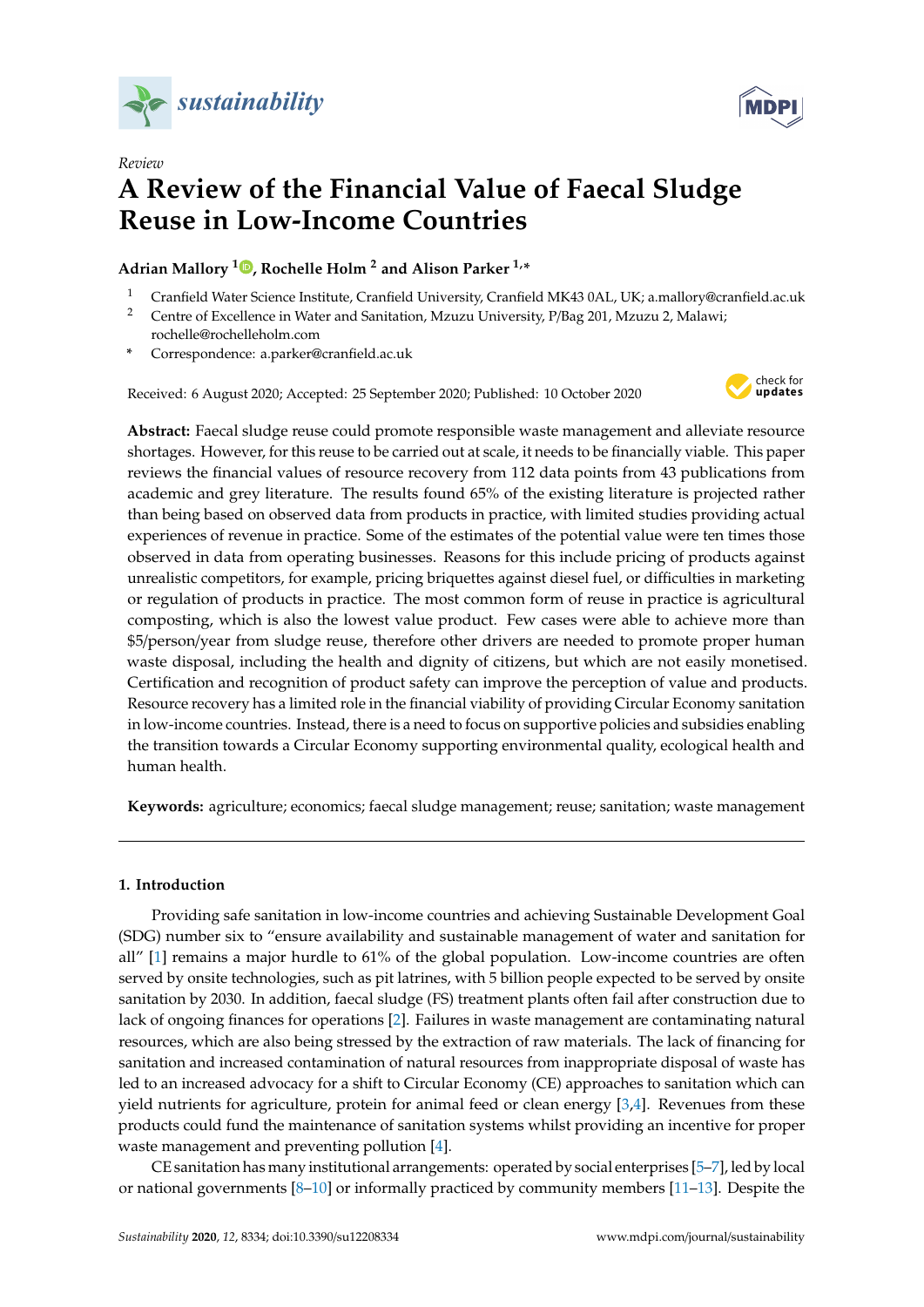sustainability

Review

# A Review of the Financial Value of Faecal Sludge Reuse in Low-Income Countries

**Adrian Mallory [1], Rochelle Holm [2] and Alison Parker [1,*]**

[1] Cranfield Water Science Institute, Cranfield University, Cranfield MK43 0AL, UK; a.mallory@cranfield.ac.uk
[2] Centre of Excellence in Water and Sanitation, Mzuzu University, P/Bag 201, Mzuzu 2, Malawi; rochelle@rochelleholm.com
\* Correspondence: a.parker@cranfield.ac.uk

Received: 6 August 2020; Accepted: 25 September 2020; Published: 10 October 2020

**Abstract:** Faecal sludge reuse could promote responsible waste management and alleviate resource shortages. However, for this reuse to be carried out at scale, it needs to be financially viable. This paper reviews the financial values of resource recovery from 112 data points from 43 publications from academic and grey literature. The results found 65% of the existing literature is projected rather than being based on observed data from products in practice, with limited studies providing actual experiences of revenue in practice. Some of the estimates of the potential value were ten times those observed in data from operating businesses. Reasons for this include pricing of products against unrealistic competitors, for example, pricing briquettes against diesel fuel, or difficulties in marketing or regulation of products in practice. The most common form of reuse in practice is agricultural composting, which is also the lowest value product. Few cases were able to achieve more than $5/person/year from sludge reuse, therefore other drivers are needed to promote proper human waste disposal, including the health and dignity of citizens, but which are not easily monetised. Certification and recognition of product safety can improve the perception of value and products. Resource recovery has a limited role in the financial viability of providing Circular Economy sanitation in low-income countries. Instead, there is a need to focus on supportive policies and subsidies enabling the transition towards a Circular Economy supporting environmental quality, ecological health and human health.

**Keywords:** agriculture; economics; faecal sludge management; reuse; sanitation; waste management

## 1. Introduction

Providing safe sanitation in low-income countries and achieving Sustainable Development Goal (SDG) number six to "ensure availability and sustainable management of water and sanitation for all" [1] remains a major hurdle to 61% of the global population. Low-income countries are often served by onsite technologies, such as pit latrines, with 5 billion people expected to be served by onsite sanitation by 2030. In addition, faecal sludge (FS) treatment plants often fail after construction due to lack of ongoing finances for operations [2]. Failures in waste management are contaminating natural resources, which are also being stressed by the extraction of raw materials. The lack of financing for sanitation and increased contamination of natural resources from inappropriate disposal of waste has led to an increased advocacy for a shift to Circular Economy (CE) approaches to sanitation which can yield nutrients for agriculture, protein for animal feed or clean energy [3,4]. Revenues from these products could fund the maintenance of sanitation systems whilst providing an incentive for proper waste management and preventing pollution [4].

CE sanitation has many institutional arrangements: operated by social enterprises [5–7], led by local or national governments [8–10] or informally practiced by community members [11–13]. Despite the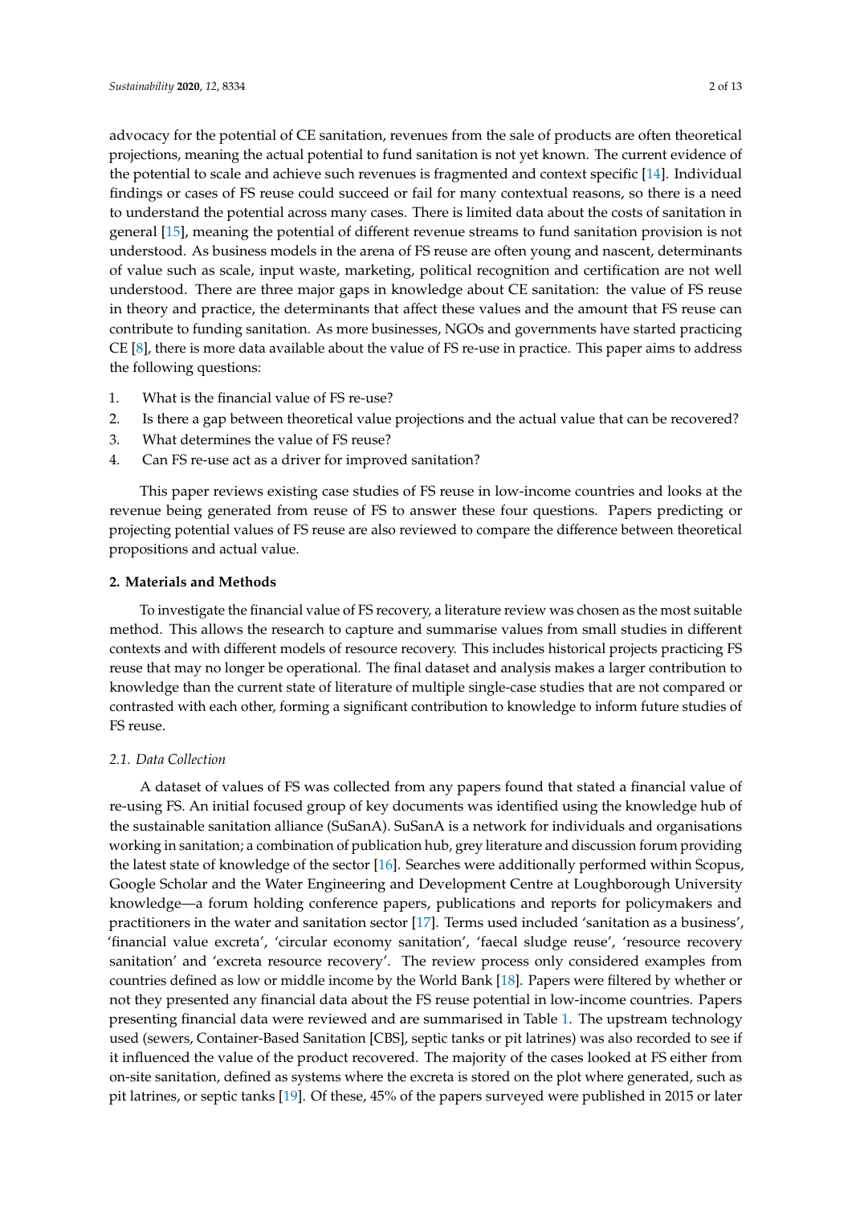advocacy for the potential of CE sanitation, revenues from the sale of products are often theoretical projections, meaning the actual potential to fund sanitation is not yet known. The current evidence of the potential to scale and achieve such revenues is fragmented and context specific [14]. Individual findings or cases of FS reuse could succeed or fail for many contextual reasons, so there is a need to understand the potential across many cases. There is limited data about the costs of sanitation in general [15], meaning the potential of different revenue streams to fund sanitation provision is not understood. As business models in the arena of FS reuse are often young and nascent, determinants of value such as scale, input waste, marketing, political recognition and certification are not well understood. There are three major gaps in knowledge about CE sanitation: the value of FS reuse in theory and practice, the determinants that affect these values and the amount that FS reuse can contribute to funding sanitation. As more businesses, NGOs and governments have started practicing CE [8], there is more data available about the value of FS re-use in practice. This paper aims to address the following questions:

1. What is the financial value of FS re-use?
2. Is there a gap between theoretical value projections and the actual value that can be recovered?
3. What determines the value of FS reuse?
4. Can FS re-use act as a driver for improved sanitation?

This paper reviews existing case studies of FS reuse in low-income countries and looks at the revenue being generated from reuse of FS to answer these four questions. Papers predicting or projecting potential values of FS reuse are also reviewed to compare the difference between theoretical propositions and actual value.

## 2. Materials and Methods

To investigate the financial value of FS recovery, a literature review was chosen as the most suitable method. This allows the research to capture and summarise values from small studies in different contexts and with different models of resource recovery. This includes historical projects practicing FS reuse that may no longer be operational. The final dataset and analysis makes a larger contribution to knowledge than the current state of literature of multiple single-case studies that are not compared or contrasted with each other, forming a significant contribution to knowledge to inform future studies of FS reuse.

### *2.1. Data Collection*

A dataset of values of FS was collected from any papers found that stated a financial value of re-using FS. An initial focused group of key documents was identified using the knowledge hub of the sustainable sanitation alliance (SuSanA). SuSanA is a network for individuals and organisations working in sanitation; a combination of publication hub, grey literature and discussion forum providing the latest state of knowledge of the sector [16]. Searches were additionally performed within Scopus, Google Scholar and the Water Engineering and Development Centre at Loughborough University knowledge—a forum holding conference papers, publications and reports for policymakers and practitioners in the water and sanitation sector [17]. Terms used included 'sanitation as a business', 'financial value excreta', 'circular economy sanitation', 'faecal sludge reuse', 'resource recovery sanitation' and 'excreta resource recovery'. The review process only considered examples from countries defined as low or middle income by the World Bank [18]. Papers were filtered by whether or not they presented any financial data about the FS reuse potential in low-income countries. Papers presenting financial data were reviewed and are summarised in Table 1. The upstream technology used (sewers, Container-Based Sanitation [CBS], septic tanks or pit latrines) was also recorded to see if it influenced the value of the product recovered. The majority of the cases looked at FS either from on-site sanitation, defined as systems where the excreta is stored on the plot where generated, such as pit latrines, or septic tanks [19]. Of these, 45% of the papers surveyed were published in 2015 or later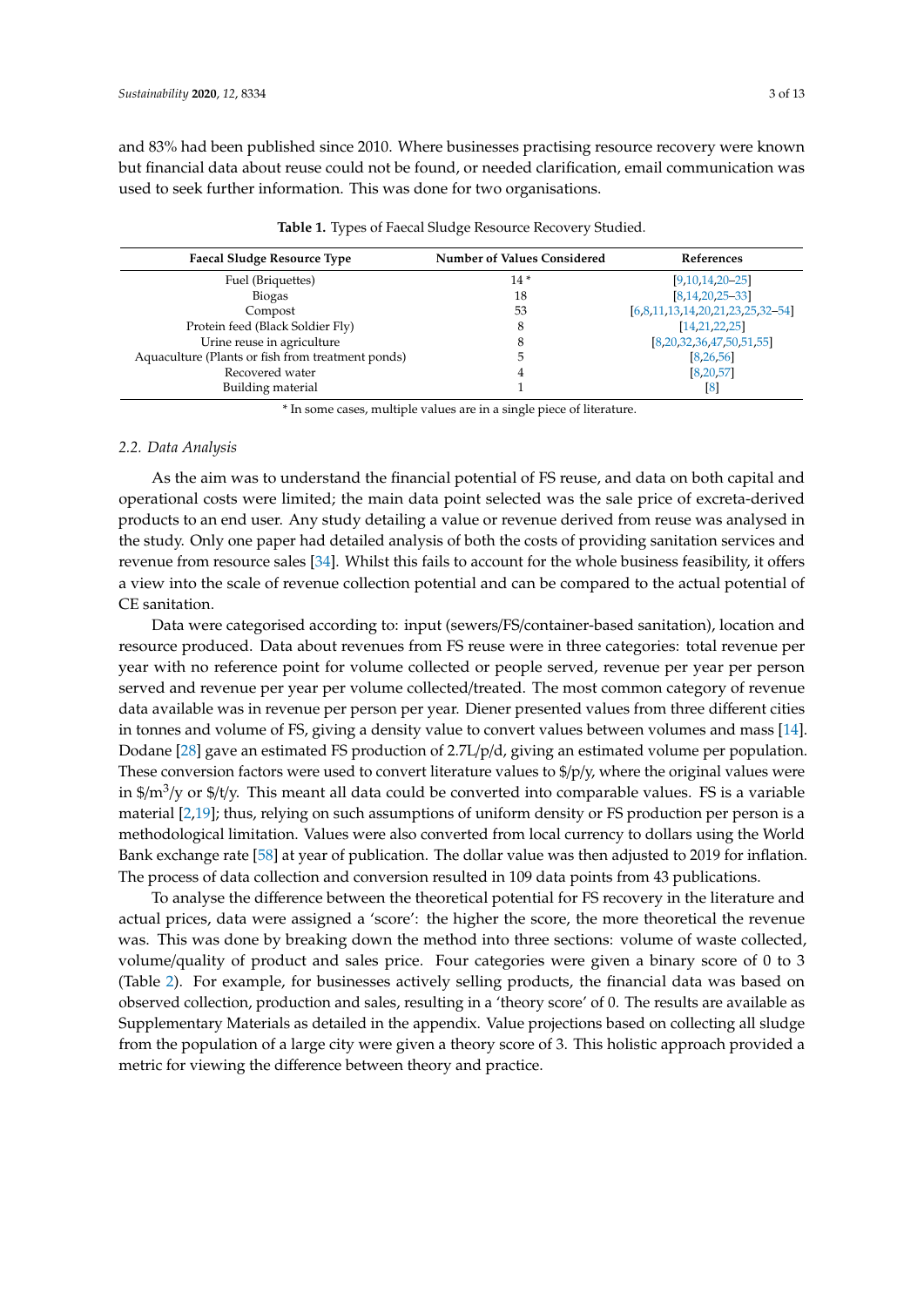and 83% had been published since 2010. Where businesses practising resource recovery were known but financial data about reuse could not be found, or needed clarification, email communication was used to seek further information. This was done for two organisations.

**Table 1.** Types of Faecal Sludge Resource Recovery Studied.

| Faecal Sludge Resource Type | Number of Values Considered | References |
|---|---|---|
| Fuel (Briquettes) | 14 * | [9,10,14,20–25] |
| Biogas | 18 | [8,14,20,25–33] |
| Compost | 53 | [6,8,11,13,14,20,21,23,25,32–54] |
| Protein feed (Black Soldier Fly) | 8 | [14,21,22,25] |
| Urine reuse in agriculture | 8 | [8,20,32,36,47,50,51,55] |
| Aquaculture (Plants or fish from treatment ponds) | 5 | [8,26,56] |
| Recovered water | 4 | [8,20,57] |
| Building material | 1 | [8] |

* In some cases, multiple values are in a single piece of literature.

### 2.2. Data Analysis

As the aim was to understand the financial potential of FS reuse, and data on both capital and operational costs were limited; the main data point selected was the sale price of excreta-derived products to an end user. Any study detailing a value or revenue derived from reuse was analysed in the study. Only one paper had detailed analysis of both the costs of providing sanitation services and revenue from resource sales [34]. Whilst this fails to account for the whole business feasibility, it offers a view into the scale of revenue collection potential and can be compared to the actual potential of CE sanitation.

Data were categorised according to: input (sewers/FS/container-based sanitation), location and resource produced. Data about revenues from FS reuse were in three categories: total revenue per year with no reference point for volume collected or people served, revenue per year per person served and revenue per year per volume collected/treated. The most common category of revenue data available was in revenue per person per year. Diener presented values from three different cities in tonnes and volume of FS, giving a density value to convert values between volumes and mass [14]. Dodane [28] gave an estimated FS production of 2.7L/p/d, giving an estimated volume per population. These conversion factors were used to convert literature values to \$/p/y, where the original values were in $\$/m^3/y$ or \$/t/y. This meant all data could be converted into comparable values. FS is a variable material [2,19]; thus, relying on such assumptions of uniform density or FS production per person is a methodological limitation. Values were also converted from local currency to dollars using the World Bank exchange rate [58] at year of publication. The dollar value was then adjusted to 2019 for inflation. The process of data collection and conversion resulted in 109 data points from 43 publications.

To analyse the difference between the theoretical potential for FS recovery in the literature and actual prices, data were assigned a 'score': the higher the score, the more theoretical the revenue was. This was done by breaking down the method into three sections: volume of waste collected, volume/quality of product and sales price. Four categories were given a binary score of 0 to 3 (Table 2). For example, for businesses actively selling products, the financial data was based on observed collection, production and sales, resulting in a 'theory score' of 0. The results are available as Supplementary Materials as detailed in the appendix. Value projections based on collecting all sludge from the population of a large city were given a theory score of 3. This holistic approach provided a metric for viewing the difference between theory and practice.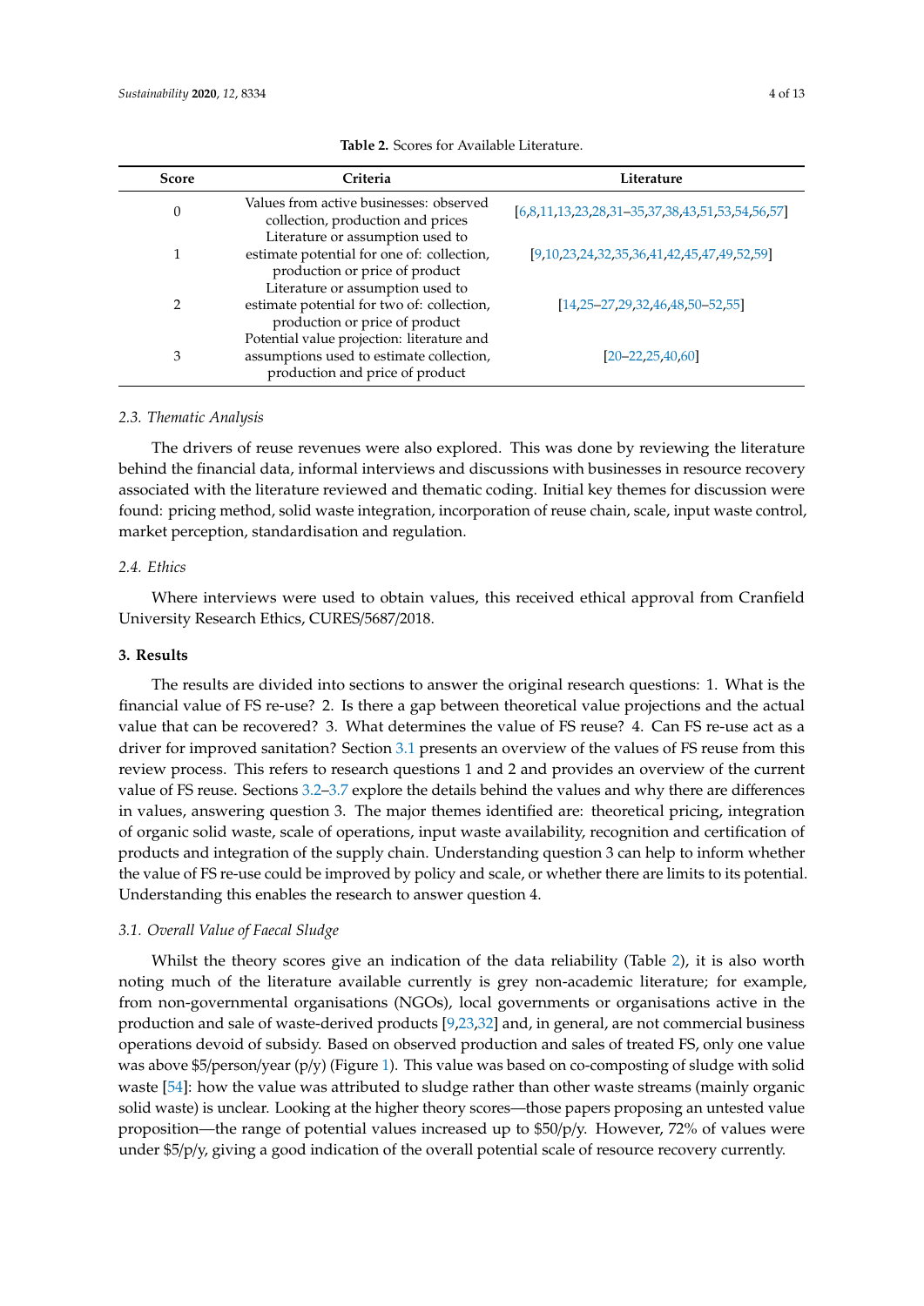**Table 2.** Scores for Available Literature.

| Score | Criteria | Literature |
|---|---|---|
| 0 | Values from active businesses: observed collection, production and prices | [6,8,11,13,23,28,31–35,37,38,43,51,53,54,56,57] |
| 1 | Literature or assumption used to estimate potential for one of: collection, production or price of product | [9,10,23,24,32,35,36,41,42,45,47,49,52,59] |
| 2 | Literature or assumption used to estimate potential for two of: collection, production or price of product | [14,25–27,29,32,46,48,50–52,55] |
| 3 | Potential value projection: literature and assumptions used to estimate collection, production and price of product | [20–22,25,40,60] |

### 2.3. Thematic Analysis

The drivers of reuse revenues were also explored. This was done by reviewing the literature behind the financial data, informal interviews and discussions with businesses in resource recovery associated with the literature reviewed and thematic coding. Initial key themes for discussion were found: pricing method, solid waste integration, incorporation of reuse chain, scale, input waste control, market perception, standardisation and regulation.

### 2.4. Ethics

Where interviews were used to obtain values, this received ethical approval from Cranfield University Research Ethics, CURES/5687/2018.

## 3. Results

The results are divided into sections to answer the original research questions: 1. What is the financial value of FS re-use? 2. Is there a gap between theoretical value projections and the actual value that can be recovered? 3. What determines the value of FS reuse? 4. Can FS re-use act as a driver for improved sanitation? Section 3.1 presents an overview of the values of FS reuse from this review process. This refers to research questions 1 and 2 and provides an overview of the current value of FS reuse. Sections 3.2–3.7 explore the details behind the values and why there are differences in values, answering question 3. The major themes identified are: theoretical pricing, integration of organic solid waste, scale of operations, input waste availability, recognition and certification of products and integration of the supply chain. Understanding question 3 can help to inform whether the value of FS re-use could be improved by policy and scale, or whether there are limits to its potential. Understanding this enables the research to answer question 4.

### 3.1. Overall Value of Faecal Sludge

Whilst the theory scores give an indication of the data reliability (Table 2), it is also worth noting much of the literature available currently is grey non-academic literature; for example, from non-governmental organisations (NGOs), local governments or organisations active in the production and sale of waste-derived products [9,23,32] and, in general, are not commercial business operations devoid of subsidy. Based on observed production and sales of treated FS, only one value was above \$5/person/year (p/y) (Figure 1). This value was based on co-composting of sludge with solid waste [54]: how the value was attributed to sludge rather than other waste streams (mainly organic solid waste) is unclear. Looking at the higher theory scores—those papers proposing an untested value proposition—the range of potential values increased up to \$50/p/y. However, 72% of values were under \$5/p/y, giving a good indication of the overall potential scale of resource recovery currently.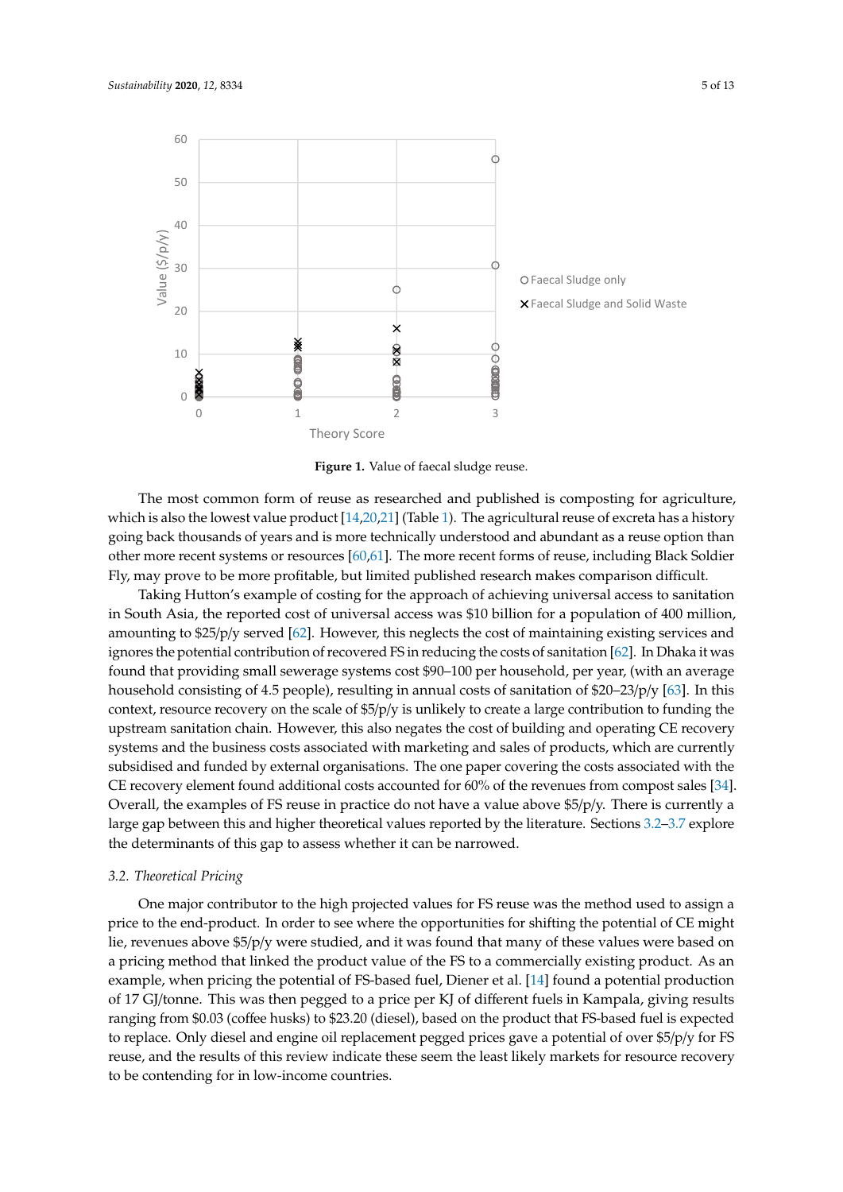**Figure 1.** Value of faecal sludge reuse.

The most common form of reuse as researched and published is composting for agriculture, which is also the lowest value product [14,20,21] (Table 1). The agricultural reuse of excreta has a history going back thousands of years and is more technically understood and abundant as a reuse option than other more recent systems or resources [60,61]. The more recent forms of reuse, including Black Soldier Fly, may prove to be more profitable, but limited published research makes comparison difficult.

Taking Hutton's example of costing for the approach of achieving universal access to sanitation in South Asia, the reported cost of universal access was $10 billion for a population of 400 million, amounting to $25/p/y served [62]. However, this neglects the cost of maintaining existing services and ignores the potential contribution of recovered FS in reducing the costs of sanitation [62]. In Dhaka it was found that providing small sewerage systems cost $90–100 per household, per year, (with an average household consisting of 4.5 people), resulting in annual costs of sanitation of $20–23/p/y [63]. In this context, resource recovery on the scale of $5/p/y is unlikely to create a large contribution to funding the upstream sanitation chain. However, this also negates the cost of building and operating CE recovery systems and the business costs associated with marketing and sales of products, which are currently subsidised and funded by external organisations. The one paper covering the costs associated with the CE recovery element found additional costs accounted for 60% of the revenues from compost sales [34]. Overall, the examples of FS reuse in practice do not have a value above $5/p/y. There is currently a large gap between this and higher theoretical values reported by the literature. Sections 3.2–3.7 explore the determinants of this gap to assess whether it can be narrowed.

### 3.2. Theoretical Pricing

One major contributor to the high projected values for FS reuse was the method used to assign a price to the end-product. In order to see where the opportunities for shifting the potential of CE might lie, revenues above $5/p/y were studied, and it was found that many of these values were based on a pricing method that linked the product value of the FS to a commercially existing product. As an example, when pricing the potential of FS-based fuel, Diener et al. [14] found a potential production of 17 GJ/tonne. This was then pegged to a price per KJ of different fuels in Kampala, giving results ranging from $0.03 (coffee husks) to $23.20 (diesel), based on the product that FS-based fuel is expected to replace. Only diesel and engine oil replacement pegged prices gave a potential of over $5/p/y for FS reuse, and the results of this review indicate these seem the least likely markets for resource recovery to be contending for in low-income countries.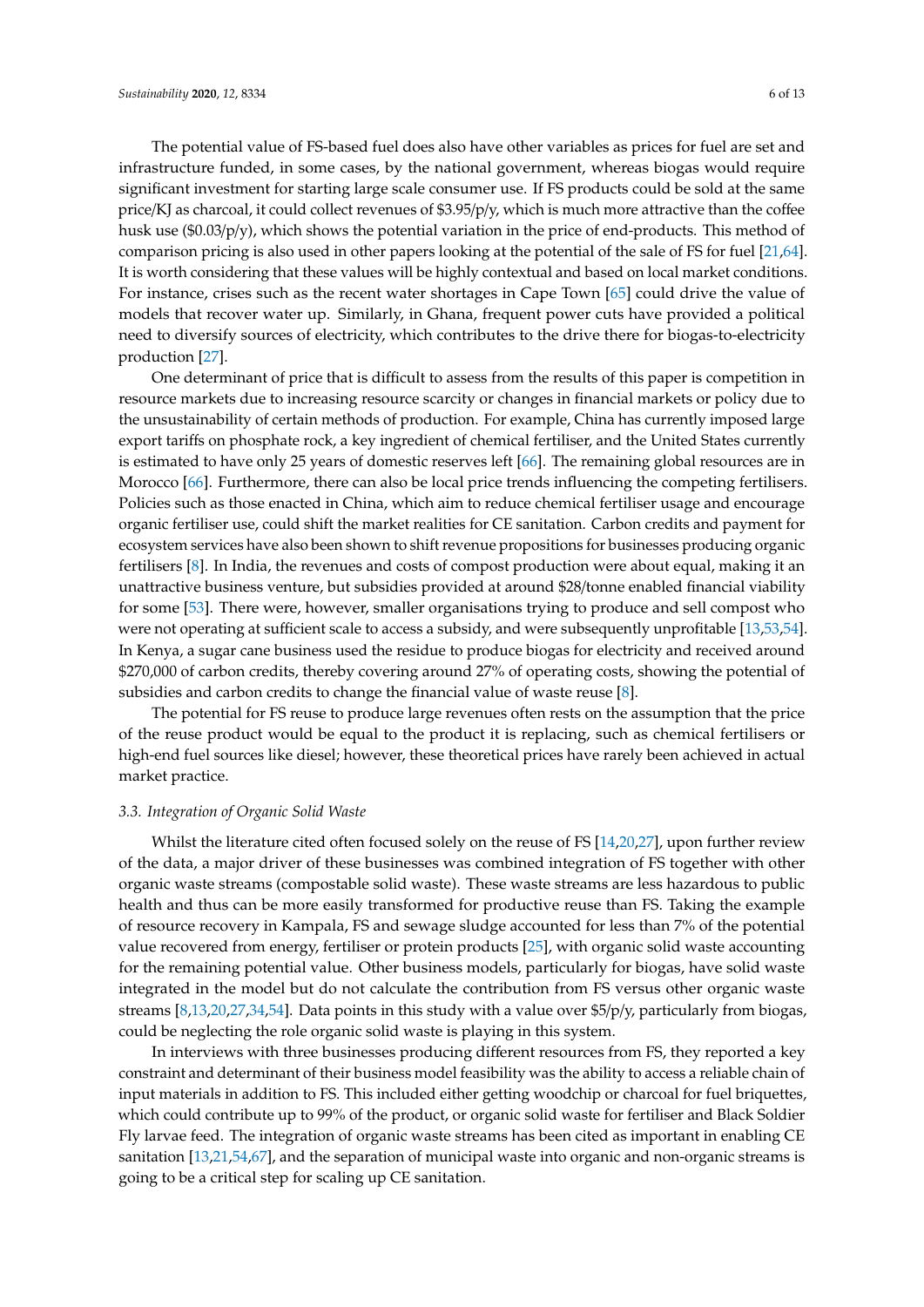The potential value of FS-based fuel does also have other variables as prices for fuel are set and infrastructure funded, in some cases, by the national government, whereas biogas would require significant investment for starting large scale consumer use. If FS products could be sold at the same price/KJ as charcoal, it could collect revenues of $3.95/p/y, which is much more attractive than the coffee husk use ($0.03/p/y), which shows the potential variation in the price of end-products. This method of comparison pricing is also used in other papers looking at the potential of the sale of FS for fuel [21,64]. It is worth considering that these values will be highly contextual and based on local market conditions. For instance, crises such as the recent water shortages in Cape Town [65] could drive the value of models that recover water up. Similarly, in Ghana, frequent power cuts have provided a political need to diversify sources of electricity, which contributes to the drive there for biogas-to-electricity production [27].

One determinant of price that is difficult to assess from the results of this paper is competition in resource markets due to increasing resource scarcity or changes in financial markets or policy due to the unsustainability of certain methods of production. For example, China has currently imposed large export tariffs on phosphate rock, a key ingredient of chemical fertiliser, and the United States currently is estimated to have only 25 years of domestic reserves left [66]. The remaining global resources are in Morocco [66]. Furthermore, there can also be local price trends influencing the competing fertilisers. Policies such as those enacted in China, which aim to reduce chemical fertiliser usage and encourage organic fertiliser use, could shift the market realities for CE sanitation. Carbon credits and payment for ecosystem services have also been shown to shift revenue propositions for businesses producing organic fertilisers [8]. In India, the revenues and costs of compost production were about equal, making it an unattractive business venture, but subsidies provided at around $28/tonne enabled financial viability for some [53]. There were, however, smaller organisations trying to produce and sell compost who were not operating at sufficient scale to access a subsidy, and were subsequently unprofitable [13,53,54]. In Kenya, a sugar cane business used the residue to produce biogas for electricity and received around $270,000 of carbon credits, thereby covering around 27% of operating costs, showing the potential of subsidies and carbon credits to change the financial value of waste reuse [8].

The potential for FS reuse to produce large revenues often rests on the assumption that the price of the reuse product would be equal to the product it is replacing, such as chemical fertilisers or high-end fuel sources like diesel; however, these theoretical prices have rarely been achieved in actual market practice.

### 3.3. Integration of Organic Solid Waste

Whilst the literature cited often focused solely on the reuse of FS [14,20,27], upon further review of the data, a major driver of these businesses was combined integration of FS together with other organic waste streams (compostable solid waste). These waste streams are less hazardous to public health and thus can be more easily transformed for productive reuse than FS. Taking the example of resource recovery in Kampala, FS and sewage sludge accounted for less than 7% of the potential value recovered from energy, fertiliser or protein products [25], with organic solid waste accounting for the remaining potential value. Other business models, particularly for biogas, have solid waste integrated in the model but do not calculate the contribution from FS versus other organic waste streams [8,13,20,27,34,54]. Data points in this study with a value over $5/p/y, particularly from biogas, could be neglecting the role organic solid waste is playing in this system.

In interviews with three businesses producing different resources from FS, they reported a key constraint and determinant of their business model feasibility was the ability to access a reliable chain of input materials in addition to FS. This included either getting woodchip or charcoal for fuel briquettes, which could contribute up to 99% of the product, or organic solid waste for fertiliser and Black Soldier Fly larvae feed. The integration of organic waste streams has been cited as important in enabling CE sanitation [13,21,54,67], and the separation of municipal waste into organic and non-organic streams is going to be a critical step for scaling up CE sanitation.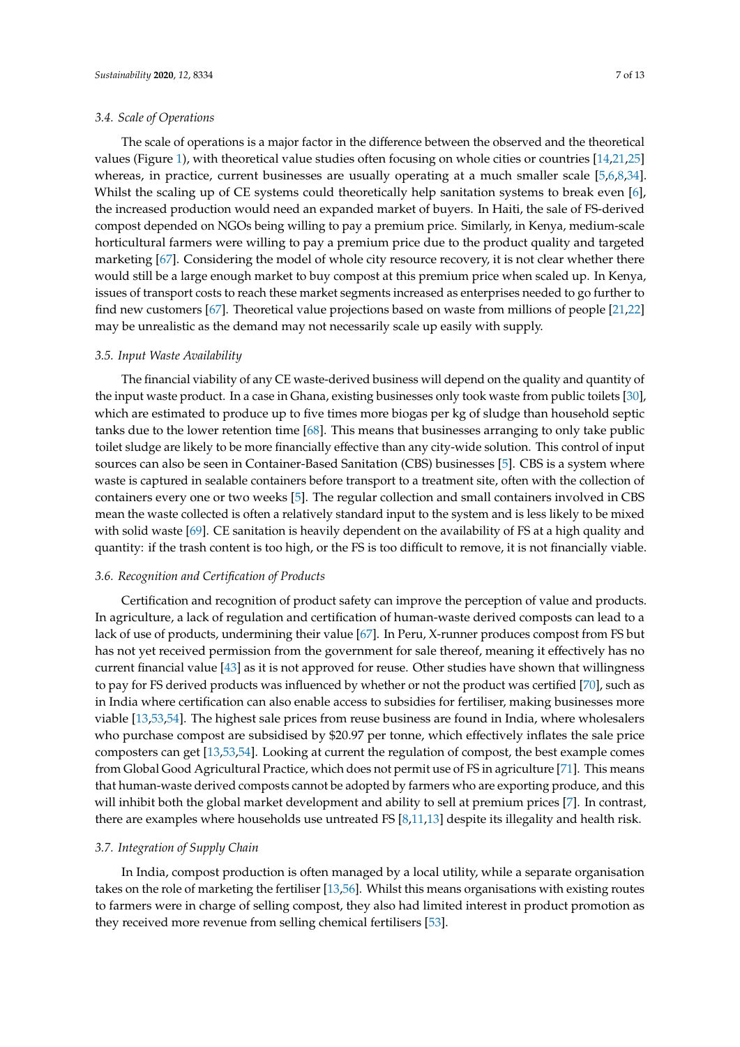### 3.4. Scale of Operations

The scale of operations is a major factor in the difference between the observed and the theoretical values (Figure 1), with theoretical value studies often focusing on whole cities or countries [14,21,25] whereas, in practice, current businesses are usually operating at a much smaller scale [5,6,8,34]. Whilst the scaling up of CE systems could theoretically help sanitation systems to break even [6], the increased production would need an expanded market of buyers. In Haiti, the sale of FS-derived compost depended on NGOs being willing to pay a premium price. Similarly, in Kenya, medium-scale horticultural farmers were willing to pay a premium price due to the product quality and targeted marketing [67]. Considering the model of whole city resource recovery, it is not clear whether there would still be a large enough market to buy compost at this premium price when scaled up. In Kenya, issues of transport costs to reach these market segments increased as enterprises needed to go further to find new customers [67]. Theoretical value projections based on waste from millions of people [21,22] may be unrealistic as the demand may not necessarily scale up easily with supply.

### 3.5. Input Waste Availability

The financial viability of any CE waste-derived business will depend on the quality and quantity of the input waste product. In a case in Ghana, existing businesses only took waste from public toilets [30], which are estimated to produce up to five times more biogas per kg of sludge than household septic tanks due to the lower retention time [68]. This means that businesses arranging to only take public toilet sludge are likely to be more financially effective than any city-wide solution. This control of input sources can also be seen in Container-Based Sanitation (CBS) businesses [5]. CBS is a system where waste is captured in sealable containers before transport to a treatment site, often with the collection of containers every one or two weeks [5]. The regular collection and small containers involved in CBS mean the waste collected is often a relatively standard input to the system and is less likely to be mixed with solid waste [69]. CE sanitation is heavily dependent on the availability of FS at a high quality and quantity: if the trash content is too high, or the FS is too difficult to remove, it is not financially viable.

### 3.6. Recognition and Certification of Products

Certification and recognition of product safety can improve the perception of value and products. In agriculture, a lack of regulation and certification of human-waste derived composts can lead to a lack of use of products, undermining their value [67]. In Peru, X-runner produces compost from FS but has not yet received permission from the government for sale thereof, meaning it effectively has no current financial value [43] as it is not approved for reuse. Other studies have shown that willingness to pay for FS derived products was influenced by whether or not the product was certified [70], such as in India where certification can also enable access to subsidies for fertiliser, making businesses more viable [13,53,54]. The highest sale prices from reuse business are found in India, where wholesalers who purchase compost are subsidised by $20.97 per tonne, which effectively inflates the sale price composters can get [13,53,54]. Looking at current the regulation of compost, the best example comes from Global Good Agricultural Practice, which does not permit use of FS in agriculture [71]. This means that human-waste derived composts cannot be adopted by farmers who are exporting produce, and this will inhibit both the global market development and ability to sell at premium prices [7]. In contrast, there are examples where households use untreated FS [8,11,13] despite its illegality and health risk.

### 3.7. Integration of Supply Chain

In India, compost production is often managed by a local utility, while a separate organisation takes on the role of marketing the fertiliser [13,56]. Whilst this means organisations with existing routes to farmers were in charge of selling compost, they also had limited interest in product promotion as they received more revenue from selling chemical fertilisers [53].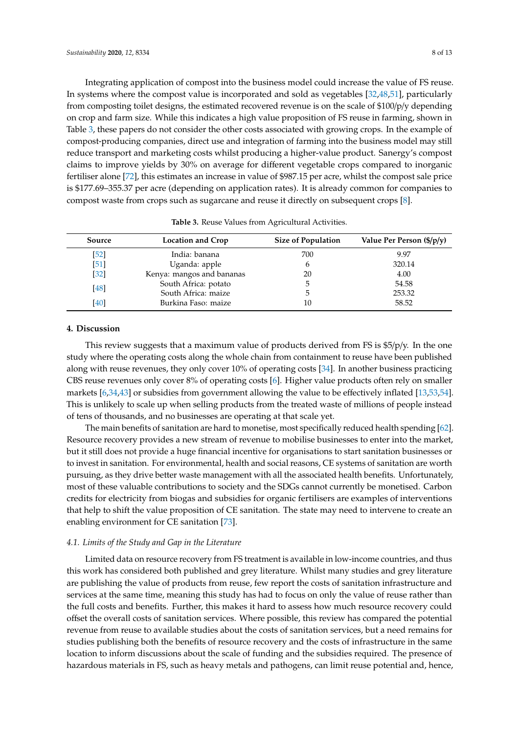Integrating application of compost into the business model could increase the value of FS reuse. In systems where the compost value is incorporated and sold as vegetables [32,48,51], particularly from composting toilet designs, the estimated recovered revenue is on the scale of $100/p/y depending on crop and farm size. While this indicates a high value proposition of FS reuse in farming, shown in Table 3, these papers do not consider the other costs associated with growing crops. In the example of compost-producing companies, direct use and integration of farming into the business model may still reduce transport and marketing costs whilst producing a higher-value product. Sanergy's compost claims to improve yields by 30% on average for different vegetable crops compared to inorganic fertiliser alone [72], this estimates an increase in value of $987.15 per acre, whilst the compost sale price is $177.69–355.37 per acre (depending on application rates). It is already common for companies to compost waste from crops such as sugarcane and reuse it directly on subsequent crops [8].

**Table 3.** Reuse Values from Agricultural Activities.

| Source | Location and Crop | Size of Population | Value Per Person ($/p/y) |
|---|---|---|---|
| [52] | India: banana | 700 | 9.97 |
| [51] | Uganda: apple | 6 | 320.14 |
| [32] | Kenya: mangos and bananas | 20 | 4.00 |
| [48] | South Africa: potato | 5 | 54.58 |
| | South Africa: maize | 5 | 253.32 |
| [40] | Burkina Faso: maize | 10 | 58.52 |

## 4. Discussion

This review suggests that a maximum value of products derived from FS is $5/p/y. In the one study where the operating costs along the whole chain from containment to reuse have been published along with reuse revenues, they only cover 10% of operating costs [34]. In another business practicing CBS reuse revenues only cover 8% of operating costs [6]. Higher value products often rely on smaller markets [6,34,43] or subsidies from government allowing the value to be effectively inflated [13,53,54]. This is unlikely to scale up when selling products from the treated waste of millions of people instead of tens of thousands, and no businesses are operating at that scale yet.

The main benefits of sanitation are hard to monetise, most specifically reduced health spending [62]. Resource recovery provides a new stream of revenue to mobilise businesses to enter into the market, but it still does not provide a huge financial incentive for organisations to start sanitation businesses or to invest in sanitation. For environmental, health and social reasons, CE systems of sanitation are worth pursuing, as they drive better waste management with all the associated health benefits. Unfortunately, most of these valuable contributions to society and the SDGs cannot currently be monetised. Carbon credits for electricity from biogas and subsidies for organic fertilisers are examples of interventions that help to shift the value proposition of CE sanitation. The state may need to intervene to create an enabling environment for CE sanitation [73].

### *4.1. Limits of the Study and Gap in the Literature*

Limited data on resource recovery from FS treatment is available in low-income countries, and thus this work has considered both published and grey literature. Whilst many studies and grey literature are publishing the value of products from reuse, few report the costs of sanitation infrastructure and services at the same time, meaning this study has had to focus on only the value of reuse rather than the full costs and benefits. Further, this makes it hard to assess how much resource recovery could offset the overall costs of sanitation services. Where possible, this review has compared the potential revenue from reuse to available studies about the costs of sanitation services, but a need remains for studies publishing both the benefits of resource recovery and the costs of infrastructure in the same location to inform discussions about the scale of funding and the subsidies required. The presence of hazardous materials in FS, such as heavy metals and pathogens, can limit reuse potential and, hence,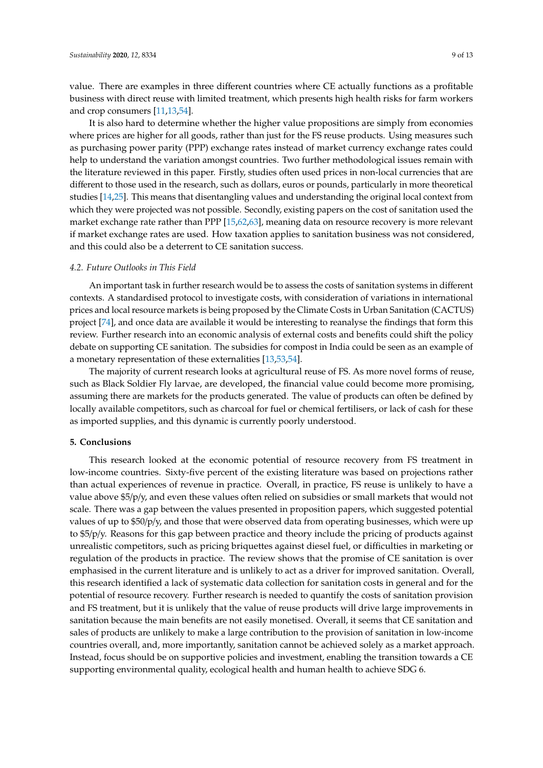value. There are examples in three different countries where CE actually functions as a profitable business with direct reuse with limited treatment, which presents high health risks for farm workers and crop consumers [11,13,54].

It is also hard to determine whether the higher value propositions are simply from economies where prices are higher for all goods, rather than just for the FS reuse products. Using measures such as purchasing power parity (PPP) exchange rates instead of market currency exchange rates could help to understand the variation amongst countries. Two further methodological issues remain with the literature reviewed in this paper. Firstly, studies often used prices in non-local currencies that are different to those used in the research, such as dollars, euros or pounds, particularly in more theoretical studies [14,25]. This means that disentangling values and understanding the original local context from which they were projected was not possible. Secondly, existing papers on the cost of sanitation used the market exchange rate rather than PPP [15,62,63], meaning data on resource recovery is more relevant if market exchange rates are used. How taxation applies to sanitation business was not considered, and this could also be a deterrent to CE sanitation success.

### *4.2. Future Outlooks in This Field*

An important task in further research would be to assess the costs of sanitation systems in different contexts. A standardised protocol to investigate costs, with consideration of variations in international prices and local resource markets is being proposed by the Climate Costs in Urban Sanitation (CACTUS) project [74], and once data are available it would be interesting to reanalyse the findings that form this review. Further research into an economic analysis of external costs and benefits could shift the policy debate on supporting CE sanitation. The subsidies for compost in India could be seen as an example of a monetary representation of these externalities [13,53,54].

The majority of current research looks at agricultural reuse of FS. As more novel forms of reuse, such as Black Soldier Fly larvae, are developed, the financial value could become more promising, assuming there are markets for the products generated. The value of products can often be defined by locally available competitors, such as charcoal for fuel or chemical fertilisers, or lack of cash for these as imported supplies, and this dynamic is currently poorly understood.

## **5. Conclusions**

This research looked at the economic potential of resource recovery from FS treatment in low-income countries. Sixty-five percent of the existing literature was based on projections rather than actual experiences of revenue in practice. Overall, in practice, FS reuse is unlikely to have a value above $5/p/y, and even these values often relied on subsidies or small markets that would not scale. There was a gap between the values presented in proposition papers, which suggested potential values of up to $50/p/y, and those that were observed data from operating businesses, which were up to $5/p/y. Reasons for this gap between practice and theory include the pricing of products against unrealistic competitors, such as pricing briquettes against diesel fuel, or difficulties in marketing or regulation of the products in practice. The review shows that the promise of CE sanitation is over emphasised in the current literature and is unlikely to act as a driver for improved sanitation. Overall, this research identified a lack of systematic data collection for sanitation costs in general and for the potential of resource recovery. Further research is needed to quantify the costs of sanitation provision and FS treatment, but it is unlikely that the value of reuse products will drive large improvements in sanitation because the main benefits are not easily monetised. Overall, it seems that CE sanitation and sales of products are unlikely to make a large contribution to the provision of sanitation in low-income countries overall, and, more importantly, sanitation cannot be achieved solely as a market approach. Instead, focus should be on supportive policies and investment, enabling the transition towards a CE supporting environmental quality, ecological health and human health to achieve SDG 6.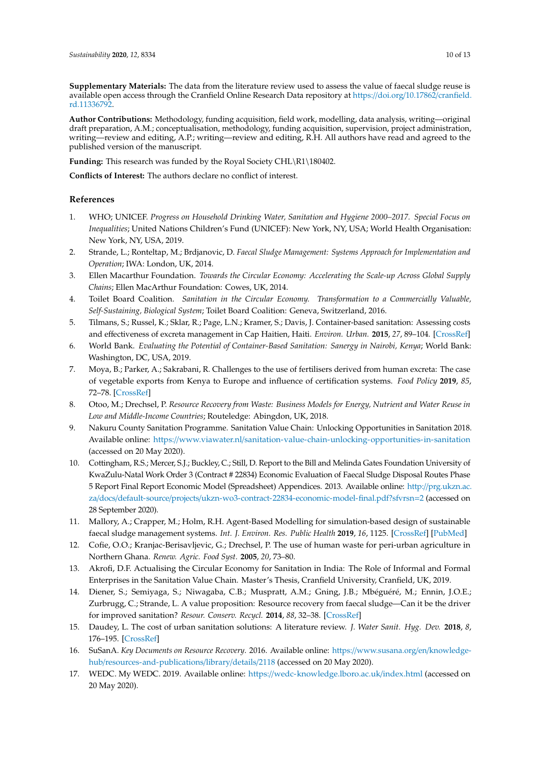**Supplementary Materials:** The data from the literature review used to assess the value of faecal sludge reuse is available open access through the Cranfield Online Research Data repository at https://doi.org/10.17862/cranfield.rd.11336792.

**Author Contributions:** Methodology, funding acquisition, field work, modelling, data analysis, writing—original draft preparation, A.M.; conceptualisation, methodology, funding acquisition, supervision, project administration, writing—review and editing, A.P.; writing—review and editing, R.H. All authors have read and agreed to the published version of the manuscript.

**Funding:** This research was funded by the Royal Society CHL\R1\180402.

**Conflicts of Interest:** The authors declare no conflict of interest.

## References

1. WHO; UNICEF. *Progress on Household Drinking Water, Sanitation and Hygiene 2000–2017. Special Focus on Inequalities*; United Nations Children's Fund (UNICEF): New York, NY, USA; World Health Organisation: New York, NY, USA, 2019.
2. Strande, L.; Ronteltap, M.; Brdjanovic, D. *Faecal Sludge Management: Systems Approach for Implementation and Operation*; IWA: London, UK, 2014.
3. Ellen Macarthur Foundation. *Towards the Circular Economy: Accelerating the Scale-up Across Global Supply Chains*; Ellen MacArthur Foundation: Cowes, UK, 2014.
4. Toilet Board Coalition. *Sanitation in the Circular Economy. Transformation to a Commercially Valuable, Self-Sustaining, Biological System*; Toilet Board Coalition: Geneva, Switzerland, 2016.
5. Tilmans, S.; Russel, K.; Sklar, R.; Page, L.N.; Kramer, S.; Davis, J. Container-based sanitation: Assessing costs and effectiveness of excreta management in Cap Haitien, Haiti. *Environ. Urban.* **2015**, *27*, 89–104. [CrossRef]
6. World Bank. *Evaluating the Potential of Container-Based Sanitation: Sanergy in Nairobi, Kenya*; World Bank: Washington, DC, USA, 2019.
7. Moya, B.; Parker, A.; Sakrabani, R. Challenges to the use of fertilisers derived from human excreta: The case of vegetable exports from Kenya to Europe and influence of certification systems. *Food Policy* **2019**, *85*, 72–78. [CrossRef]
8. Otoo, M.; Drechsel, P. *Resource Recovery from Waste: Business Models for Energy, Nutrient and Water Reuse in Low and Middle-Income Countries*; Routeledge: Abingdon, UK, 2018.
9. Nakuru County Sanitation Programme. Sanitation Value Chain: Unlocking Opportunities in Sanitation 2018. Available online: https://www.viawater.nl/sanitation-value-chain-unlocking-opportunities-in-sanitation (accessed on 20 May 2020).
10. Cottingham, R.S.; Mercer, S.J.; Buckley, C.; Still, D. Report to the Bill and Melinda Gates Foundation University of KwaZulu-Natal Work Order 3 (Contract # 22834) Economic Evaluation of Faecal Sludge Disposal Routes Phase 5 Report Final Report Economic Model (Spreadsheet) Appendices. 2013. Available online: http://prg.ukzn.ac.za/docs/default-source/projects/ukzn-wo3-contract-22834-economic-model-final.pdf?sfvrsn=2 (accessed on 28 September 2020).
11. Mallory, A.; Crapper, M.; Holm, R.H. Agent-Based Modelling for simulation-based design of sustainable faecal sludge management systems. *Int. J. Environ. Res. Public Health* **2019**, *16*, 1125. [CrossRef] [PubMed]
12. Cofie, O.O.; Kranjac-Berisavljevic, G.; Drechsel, P. The use of human waste for peri-urban agriculture in Northern Ghana. *Renew. Agric. Food Syst.* **2005**, *20*, 73–80.
13. Akrofi, D.F. Actualising the Circular Economy for Sanitation in India: The Role of Informal and Formal Enterprises in the Sanitation Value Chain. Master's Thesis, Cranfield University, Cranfield, UK, 2019.
14. Diener, S.; Semiyaga, S.; Niwagaba, C.B.; Muspratt, A.M.; Gning, J.B.; Mbéguéré, M.; Ennin, J.O.E.; Zurbrugg, C.; Strande, L. A value proposition: Resource recovery from faecal sludge—Can it be the driver for improved sanitation? *Resour. Conserv. Recycl.* **2014**, *88*, 32–38. [CrossRef]
15. Daudey, L. The cost of urban sanitation solutions: A literature review. *J. Water Sanit. Hyg. Dev.* **2018**, *8*, 176–195. [CrossRef]
16. SuSanA. *Key Documents on Resource Recovery*. 2016. Available online: https://www.susana.org/en/knowledge-hub/resources-and-publications/library/details/2118 (accessed on 20 May 2020).
17. WEDC. My WEDC. 2019. Available online: https://wedc-knowledge.lboro.ac.uk/index.html (accessed on 20 May 2020).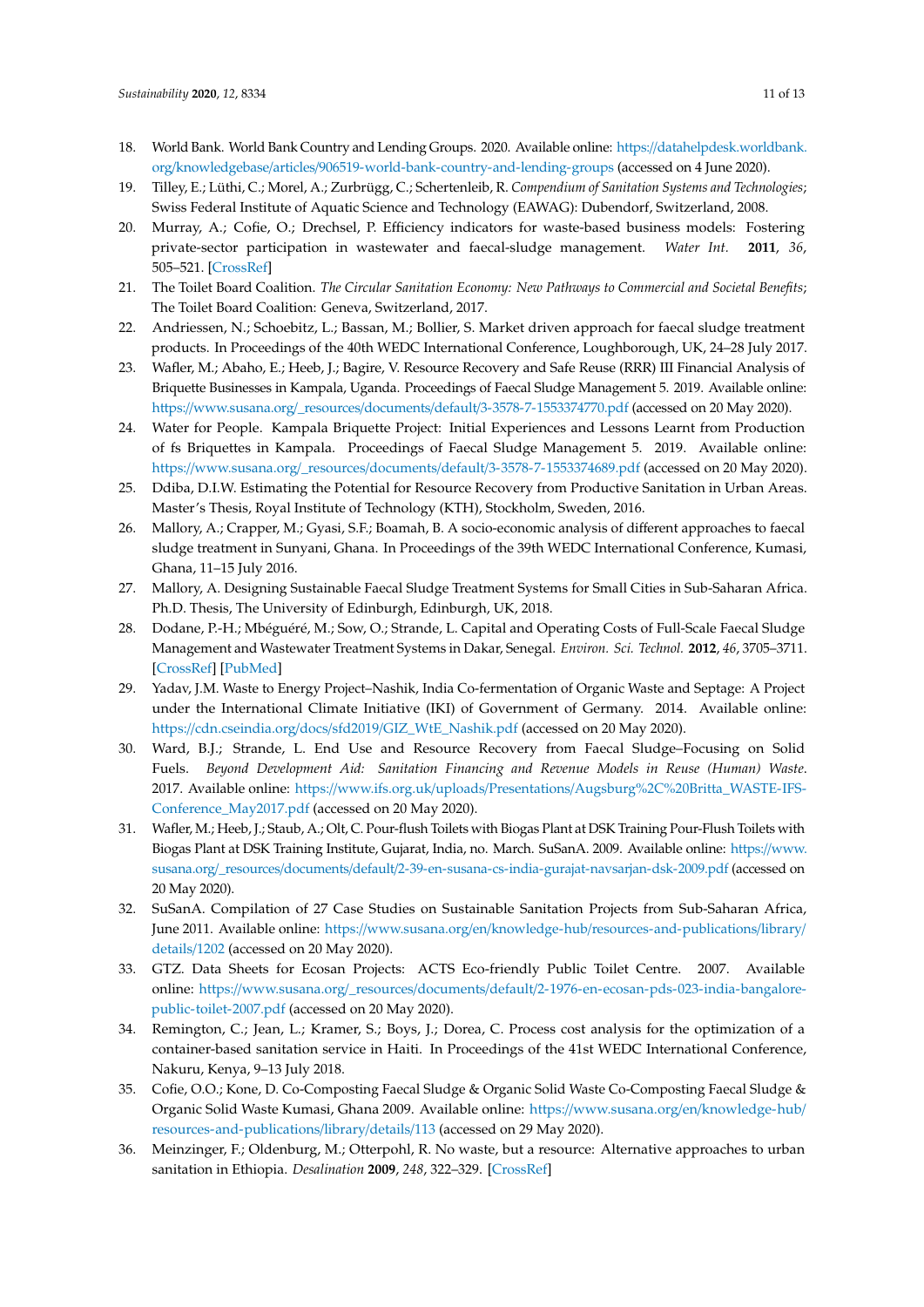18. World Bank. World Bank Country and Lending Groups. 2020. Available online: https://datahelpdesk.worldbank.org/knowledgebase/articles/906519-world-bank-country-and-lending-groups (accessed on 4 June 2020).
19. Tilley, E.; Lüthi, C.; Morel, A.; Zurbrügg, C.; Schertenleib, R. *Compendium of Sanitation Systems and Technologies*; Swiss Federal Institute of Aquatic Science and Technology (EAWAG): Dubendorf, Switzerland, 2008.
20. Murray, A.; Cofie, O.; Drechsel, P. Efficiency indicators for waste-based business models: Fostering private-sector participation in wastewater and faecal-sludge management. *Water Int.* **2011**, *36*, 505–521. [CrossRef]
21. The Toilet Board Coalition. *The Circular Sanitation Economy: New Pathways to Commercial and Societal Benefits*; The Toilet Board Coalition: Geneva, Switzerland, 2017.
22. Andriessen, N.; Schoebitz, L.; Bassan, M.; Bollier, S. Market driven approach for faecal sludge treatment products. In Proceedings of the 40th WEDC International Conference, Loughborough, UK, 24–28 July 2017.
23. Wafler, M.; Abaho, E.; Heeb, J.; Bagire, V. Resource Recovery and Safe Reuse (RRR) III Financial Analysis of Briquette Businesses in Kampala, Uganda. Proceedings of Faecal Sludge Management 5. 2019. Available online: https://www.susana.org/_resources/documents/default/3-3578-7-1553374770.pdf (accessed on 20 May 2020).
24. Water for People. Kampala Briquette Project: Initial Experiences and Lessons Learnt from Production of fs Briquettes in Kampala. Proceedings of Faecal Sludge Management 5. 2019. Available online: https://www.susana.org/_resources/documents/default/3-3578-7-1553374689.pdf (accessed on 20 May 2020).
25. Ddiba, D.I.W. Estimating the Potential for Resource Recovery from Productive Sanitation in Urban Areas. Master's Thesis, Royal Institute of Technology (KTH), Stockholm, Sweden, 2016.
26. Mallory, A.; Crapper, M.; Gyasi, S.F.; Boamah, B. A socio-economic analysis of different approaches to faecal sludge treatment in Sunyani, Ghana. In Proceedings of the 39th WEDC International Conference, Kumasi, Ghana, 11–15 July 2016.
27. Mallory, A. Designing Sustainable Faecal Sludge Treatment Systems for Small Cities in Sub-Saharan Africa. Ph.D. Thesis, The University of Edinburgh, Edinburgh, UK, 2018.
28. Dodane, P.-H.; Mbéguéré, M.; Sow, O.; Strande, L. Capital and Operating Costs of Full-Scale Faecal Sludge Management and Wastewater Treatment Systems in Dakar, Senegal. *Environ. Sci. Technol.* **2012**, *46*, 3705–3711. [CrossRef] [PubMed]
29. Yadav, J.M. Waste to Energy Project–Nashik, India Co-fermentation of Organic Waste and Septage: A Project under the International Climate Initiative (IKI) of Government of Germany. 2014. Available online: https://cdn.cseindia.org/docs/sfd2019/GIZ_WtE_Nashik.pdf (accessed on 20 May 2020).
30. Ward, B.J.; Strande, L. End Use and Resource Recovery from Faecal Sludge–Focusing on Solid Fuels. *Beyond Development Aid: Sanitation Financing and Revenue Models in Reuse (Human) Waste*. 2017. Available online: https://www.ifs.org.uk/uploads/Presentations/Augsburg%2C%20Britta_WASTE-IFS-Conference_May2017.pdf (accessed on 20 May 2020).
31. Wafler, M.; Heeb, J.; Staub, A.; Olt, C. Pour-flush Toilets with Biogas Plant at DSK Training Pour-Flush Toilets with Biogas Plant at DSK Training Institute, Gujarat, India, no. March. SuSanA. 2009. Available online: https://www.susana.org/_resources/documents/default/2-39-en-susana-cs-india-gurajat-navsarjan-dsk-2009.pdf (accessed on 20 May 2020).
32. SuSanA. Compilation of 27 Case Studies on Sustainable Sanitation Projects from Sub-Saharan Africa, June 2011. Available online: https://www.susana.org/en/knowledge-hub/resources-and-publications/library/details/1202 (accessed on 20 May 2020).
33. GTZ. Data Sheets for Ecosan Projects: ACTS Eco-friendly Public Toilet Centre. 2007. Available online: https://www.susana.org/_resources/documents/default/2-1976-en-ecosan-pds-023-india-bangalore-public-toilet-2007.pdf (accessed on 20 May 2020).
34. Remington, C.; Jean, L.; Kramer, S.; Boys, J.; Dorea, C. Process cost analysis for the optimization of a container-based sanitation service in Haiti. In Proceedings of the 41st WEDC International Conference, Nakuru, Kenya, 9–13 July 2018.
35. Cofie, O.O.; Kone, D. Co-Composting Faecal Sludge & Organic Solid Waste Co-Composting Faecal Sludge & Organic Solid Waste Kumasi, Ghana 2009. Available online: https://www.susana.org/en/knowledge-hub/resources-and-publications/library/details/113 (accessed on 29 May 2020).
36. Meinzinger, F.; Oldenburg, M.; Otterpohl, R. No waste, but a resource: Alternative approaches to urban sanitation in Ethiopia. *Desalination* **2009**, *248*, 322–329. [CrossRef]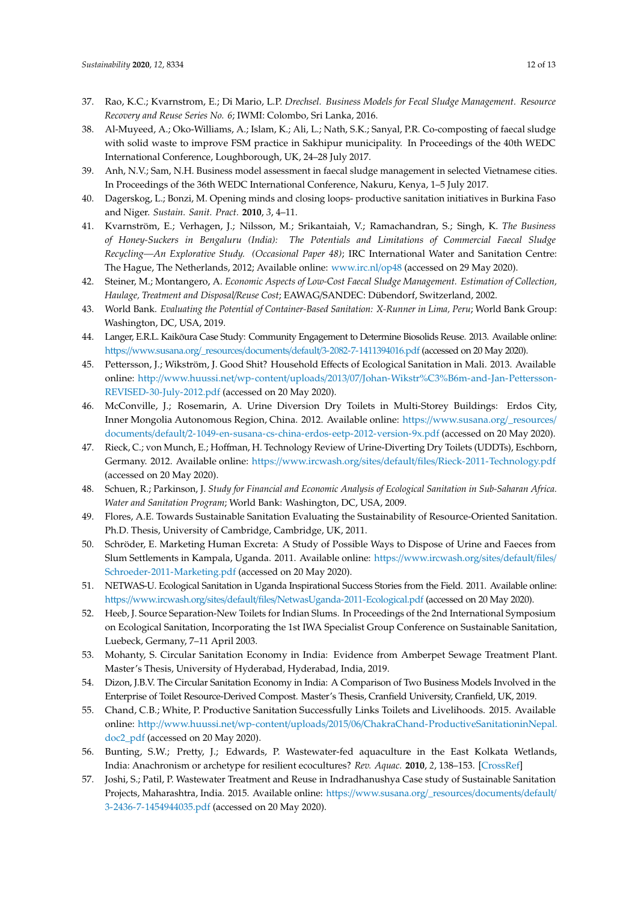37. Rao, K.C.; Kvarnstrom, E.; Di Mario, L.P. *Drechsel. Business Models for Fecal Sludge Management. Resource Recovery and Reuse Series No. 6*; IWMI: Colombo, Sri Lanka, 2016.
38. Al-Muyeed, A.; Oko-Williams, A.; Islam, K.; Ali, L.; Nath, S.K.; Sanyal, P.R. Co-composting of faecal sludge with solid waste to improve FSM practice in Sakhipur municipality. In Proceedings of the 40th WEDC International Conference, Loughborough, UK, 24–28 July 2017.
39. Anh, N.V.; Sam, N.H. Business model assessment in faecal sludge management in selected Vietnamese cities. In Proceedings of the 36th WEDC International Conference, Nakuru, Kenya, 1–5 July 2017.
40. Dagerskog, L.; Bonzi, M. Opening minds and closing loops- productive sanitation initiatives in Burkina Faso and Niger. *Sustain. Sanit. Pract.* **2010**, *3*, 4–11.
41. Kvarnström, E.; Verhagen, J.; Nilsson, M.; Srikantaiah, V.; Ramachandran, S.; Singh, K. *The Business of Honey-Suckers in Bengaluru (India): The Potentials and Limitations of Commercial Faecal Sludge Recycling—An Explorative Study. (Occasional Paper 48)*; IRC International Water and Sanitation Centre: The Hague, The Netherlands, 2012; Available online: www.irc.nl/op48 (accessed on 29 May 2020).
42. Steiner, M.; Montangero, A. *Economic Aspects of Low-Cost Faecal Sludge Management. Estimation of Collection, Haulage, Treatment and Disposal/Reuse Cost*; EAWAG/SANDEC: Dübendorf, Switzerland, 2002.
43. World Bank. *Evaluating the Potential of Container-Based Sanitation: X-Runner in Lima, Peru*; World Bank Group: Washington, DC, USA, 2019.
44. Langer, E.R.L. Kaikōura Case Study: Community Engagement to Determine Biosolids Reuse. 2013. Available online: https://www.susana.org/_resources/documents/default/3-2082-7-1411394016.pdf (accessed on 20 May 2020).
45. Pettersson, J.; Wikström, J. Good Shit? Household Effects of Ecological Sanitation in Mali. 2013. Available online: http://www.huussi.net/wp-content/uploads/2013/07/Johan-Wikstr%C3%B6m-and-Jan-Pettersson-REVISED-30-July-2012.pdf (accessed on 20 May 2020).
46. McConville, J.; Rosemarin, A. Urine Diversion Dry Toilets in Multi-Storey Buildings: Erdos City, Inner Mongolia Autonomous Region, China. 2012. Available online: https://www.susana.org/_resources/documents/default/2-1049-en-susana-cs-china-erdos-eetp-2012-version-9x.pdf (accessed on 20 May 2020).
47. Rieck, C.; von Munch, E.; Hoffman, H. Technology Review of Urine-Diverting Dry Toilets (UDDTs), Eschborn, Germany. 2012. Available online: https://www.ircwash.org/sites/default/files/Rieck-2011-Technology.pdf (accessed on 20 May 2020).
48. Schuen, R.; Parkinson, J. *Study for Financial and Economic Analysis of Ecological Sanitation in Sub-Saharan Africa. Water and Sanitation Program*; World Bank: Washington, DC, USA, 2009.
49. Flores, A.E. Towards Sustainable Sanitation Evaluating the Sustainability of Resource-Oriented Sanitation. Ph.D. Thesis, University of Cambridge, Cambridge, UK, 2011.
50. Schröder, E. Marketing Human Excreta: A Study of Possible Ways to Dispose of Urine and Faeces from Slum Settlements in Kampala, Uganda. 2011. Available online: https://www.ircwash.org/sites/default/files/Schroeder-2011-Marketing.pdf (accessed on 20 May 2020).
51. NETWAS-U. Ecological Sanitation in Uganda Inspirational Success Stories from the Field. 2011. Available online: https://www.ircwash.org/sites/default/files/NetwasUganda-2011-Ecological.pdf (accessed on 20 May 2020).
52. Heeb, J. Source Separation-New Toilets for Indian Slums. In Proceedings of the 2nd International Symposium on Ecological Sanitation, Incorporating the 1st IWA Specialist Group Conference on Sustainable Sanitation, Luebeck, Germany, 7–11 April 2003.
53. Mohanty, S. Circular Sanitation Economy in India: Evidence from Amberpet Sewage Treatment Plant. Master's Thesis, University of Hyderabad, Hyderabad, India, 2019.
54. Dizon, J.B.V. The Circular Sanitation Economy in India: A Comparison of Two Business Models Involved in the Enterprise of Toilet Resource-Derived Compost. Master's Thesis, Cranfield University, Cranfield, UK, 2019.
55. Chand, C.B.; White, P. Productive Sanitation Successfully Links Toilets and Livelihoods. 2015. Available online: http://www.huussi.net/wp-content/uploads/2015/06/ChakraChand-ProductiveSanitationinNepal.doc2_pdf (accessed on 20 May 2020).
56. Bunting, S.W.; Pretty, J.; Edwards, P. Wastewater-fed aquaculture in the East Kolkata Wetlands, India: Anachronism or archetype for resilient ecocultures? *Rev. Aquac.* **2010**, *2*, 138–153. [CrossRef]
57. Joshi, S.; Patil, P. Wastewater Treatment and Reuse in Indradhanushya Case study of Sustainable Sanitation Projects, Maharashtra, India. 2015. Available online: https://www.susana.org/_resources/documents/default/3-2436-7-1454944035.pdf (accessed on 20 May 2020).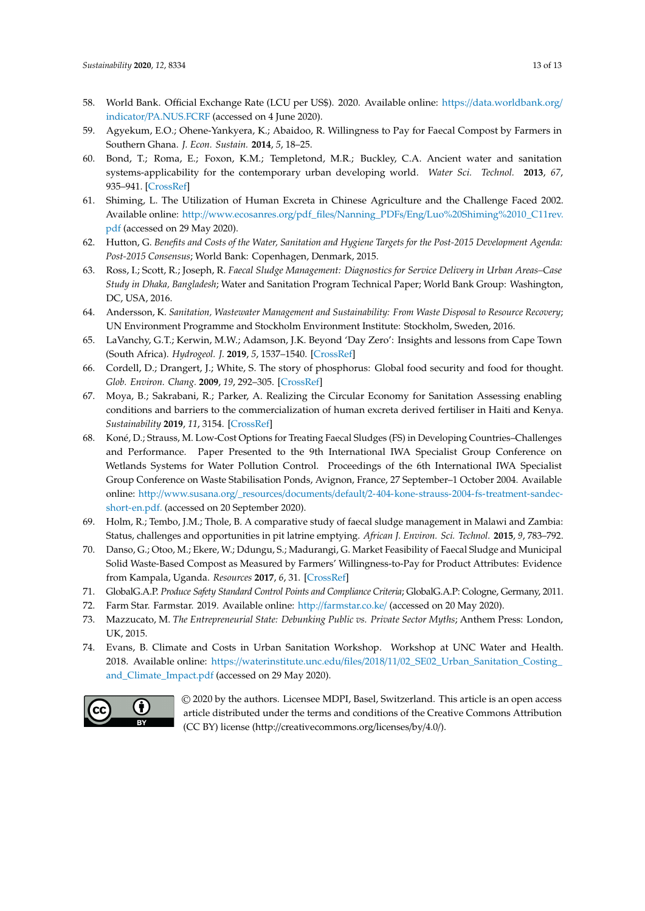58. World Bank. Official Exchange Rate (LCU per US$). 2020. Available online: https://data.worldbank.org/indicator/PA.NUS.FCRF (accessed on 4 June 2020).
59. Agyekum, E.O.; Ohene-Yankyera, K.; Abaidoo, R. Willingness to Pay for Faecal Compost by Farmers in Southern Ghana. *J. Econ. Sustain.* **2014**, *5*, 18–25.
60. Bond, T.; Roma, E.; Foxon, K.M.; Templetond, M.R.; Buckley, C.A. Ancient water and sanitation systems-applicability for the contemporary urban developing world. *Water Sci. Technol.* **2013**, *67*, 935–941. [CrossRef]
61. Shiming, L. The Utilization of Human Excreta in Chinese Agriculture and the Challenge Faced 2002. Available online: http://www.ecosanres.org/pdf_files/Nanning_PDFs/Eng/Luo%20Shiming%2010_C11rev.pdf (accessed on 29 May 2020).
62. Hutton, G. *Benefits and Costs of the Water, Sanitation and Hygiene Targets for the Post-2015 Development Agenda: Post-2015 Consensus*; World Bank: Copenhagen, Denmark, 2015.
63. Ross, I.; Scott, R.; Joseph, R. *Faecal Sludge Management: Diagnostics for Service Delivery in Urban Areas–Case Study in Dhaka, Bangladesh*; Water and Sanitation Program Technical Paper; World Bank Group: Washington, DC, USA, 2016.
64. Andersson, K. *Sanitation, Wastewater Management and Sustainability: From Waste Disposal to Resource Recovery*; UN Environment Programme and Stockholm Environment Institute: Stockholm, Sweden, 2016.
65. LaVanchy, G.T.; Kerwin, M.W.; Adamson, J.K. Beyond 'Day Zero': Insights and lessons from Cape Town (South Africa). *Hydrogeol. J.* **2019**, *5*, 1537–1540. [CrossRef]
66. Cordell, D.; Drangert, J.; White, S. The story of phosphorus: Global food security and food for thought. *Glob. Environ. Chang.* **2009**, *19*, 292–305. [CrossRef]
67. Moya, B.; Sakrabani, R.; Parker, A. Realizing the Circular Economy for Sanitation Assessing enabling conditions and barriers to the commercialization of human excreta derived fertiliser in Haiti and Kenya. *Sustainability* **2019**, *11*, 3154. [CrossRef]
68. Koné, D.; Strauss, M. Low-Cost Options for Treating Faecal Sludges (FS) in Developing Countries–Challenges and Performance. Paper Presented to the 9th International IWA Specialist Group Conference on Wetlands Systems for Water Pollution Control. Proceedings of the 6th International IWA Specialist Group Conference on Waste Stabilisation Ponds, Avignon, France, 27 September–1 October 2004. Available online: http://www.susana.org/_resources/documents/default/2-404-kone-strauss-2004-fs-treatment-sandec-short-en.pdf. (accessed on 20 September 2020).
69. Holm, R.; Tembo, J.M.; Thole, B. A comparative study of faecal sludge management in Malawi and Zambia: Status, challenges and opportunities in pit latrine emptying. *African J. Environ. Sci. Technol.* **2015**, *9*, 783–792.
70. Danso, G.; Otoo, M.; Ekere, W.; Ddungu, S.; Madurangi, G. Market Feasibility of Faecal Sludge and Municipal Solid Waste-Based Compost as Measured by Farmers' Willingness-to-Pay for Product Attributes: Evidence from Kampala, Uganda. *Resources* **2017**, *6*, 31. [CrossRef]
71. GlobalG.A.P. *Produce Safety Standard Control Points and Compliance Criteria*; GlobalG.A.P: Cologne, Germany, 2011.
72. Farm Star. Farmstar. 2019. Available online: http://farmstar.co.ke/ (accessed on 20 May 2020).
73. Mazzucato, M. *The Entrepreneurial State: Debunking Public vs. Private Sector Myths*; Anthem Press: London, UK, 2015.
74. Evans, B. Climate and Costs in Urban Sanitation Workshop. Workshop at UNC Water and Health. 2018. Available online: https://waterinstitute.unc.edu/files/2018/11/02_SE02_Urban_Sanitation_Costing_and_Climate_Impact.pdf (accessed on 29 May 2020).

© 2020 by the authors. Licensee MDPI, Basel, Switzerland. This article is an open access article distributed under the terms and conditions of the Creative Commons Attribution (CC BY) license (http://creativecommons.org/licenses/by/4.0/).